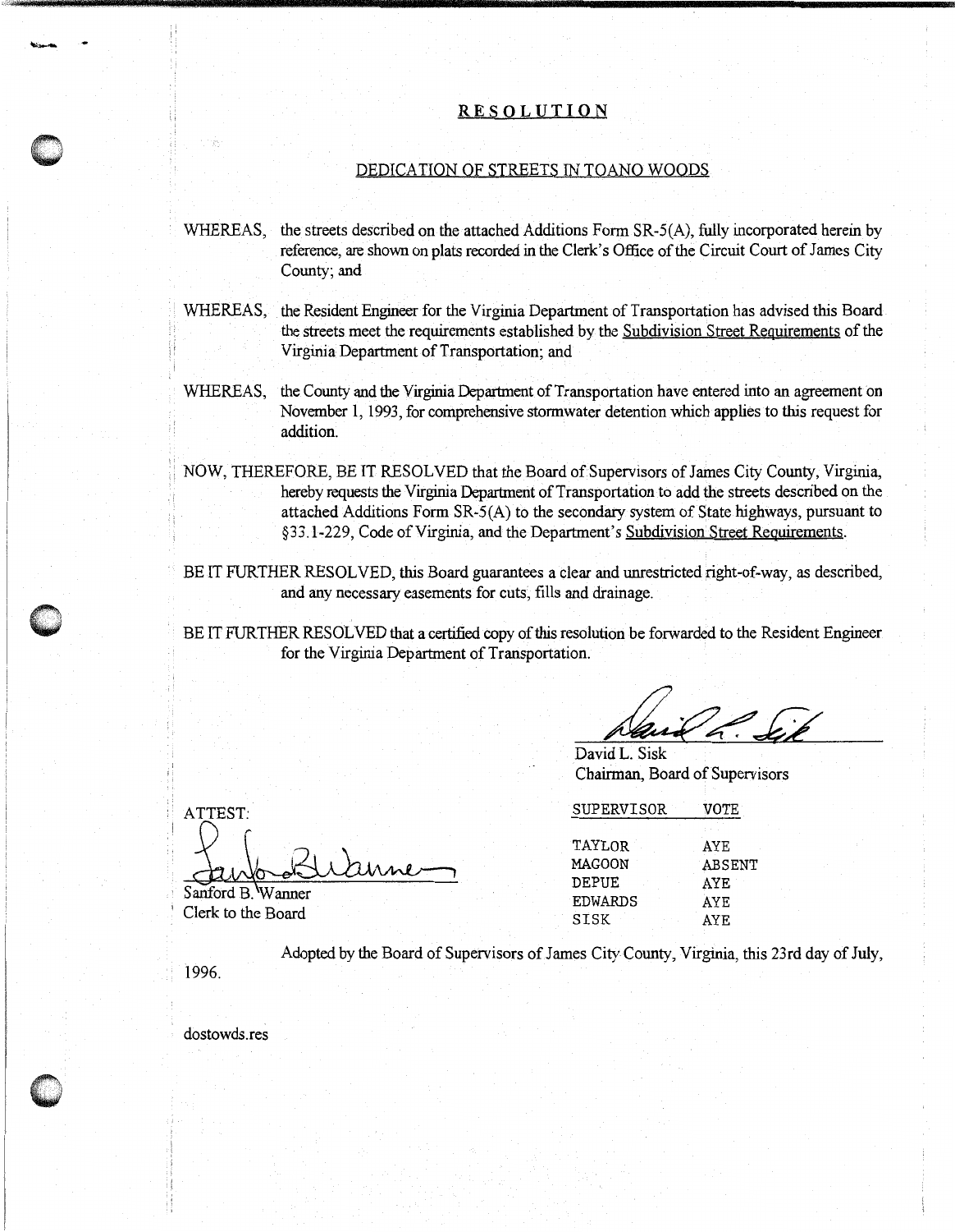# RESOLUTION

## DEDICATION OF STREETS IN TOANO WOODS

WHEREAS, the streets described on the attached Additions Form SR-5(A), fully incorporated herein by reference, are shown on plats recorded in the Clerk's Office of the Circuit Court of James City County; and

WHEREAS, the Resident Engineer for the Virginia Department of Transportation has advised this Board the streets meet the requirements established by the Subdivision Street Requirements of the Virginia Department of Transportation; and

WHEREAS, the County and the Virginia Department of Transportation have entered into an agreement on November 1, 1993, for comprehensive stormwater detention which applies to this request for addition.

NOW, THEREFORE, BE IT RESOLVED that the Board of Supervisors of James City County, Virginia, hereby requests the Virginia Department of Transportation to add the streets described on the attached Additions Form SR-5(A) to the secondary system of State highways, pursuant to §33.1-229, Code of Virginia, and the Department's Subdivision Street Requirements.

BE IT FURTHER RESOLVED, this Board guarantees a clear and unrestricted right-of-way, as described, and any necessary easements for cuts, fills and drainage.

BE IT FURTHER RESOLVED that a certified copy of this resolution be forwarded to the Resident Engineer for the Virginia Department of Transportation.

David L. Sisk
Chairman, Board of Supervisors

ATTEST:

Sanford B. Wanner
Clerk to the Board

| SUPERVISOR | VOTE |
|---|---|
| TAYLOR | AYE |
| MAGOON | ABSENT |
| DEPUE | AYE |
| EDWARDS | AYE |
| SISK | AYE |

Adopted by the Board of Supervisors of James City County, Virginia, this 23rd day of July, 1996.

dostowds.res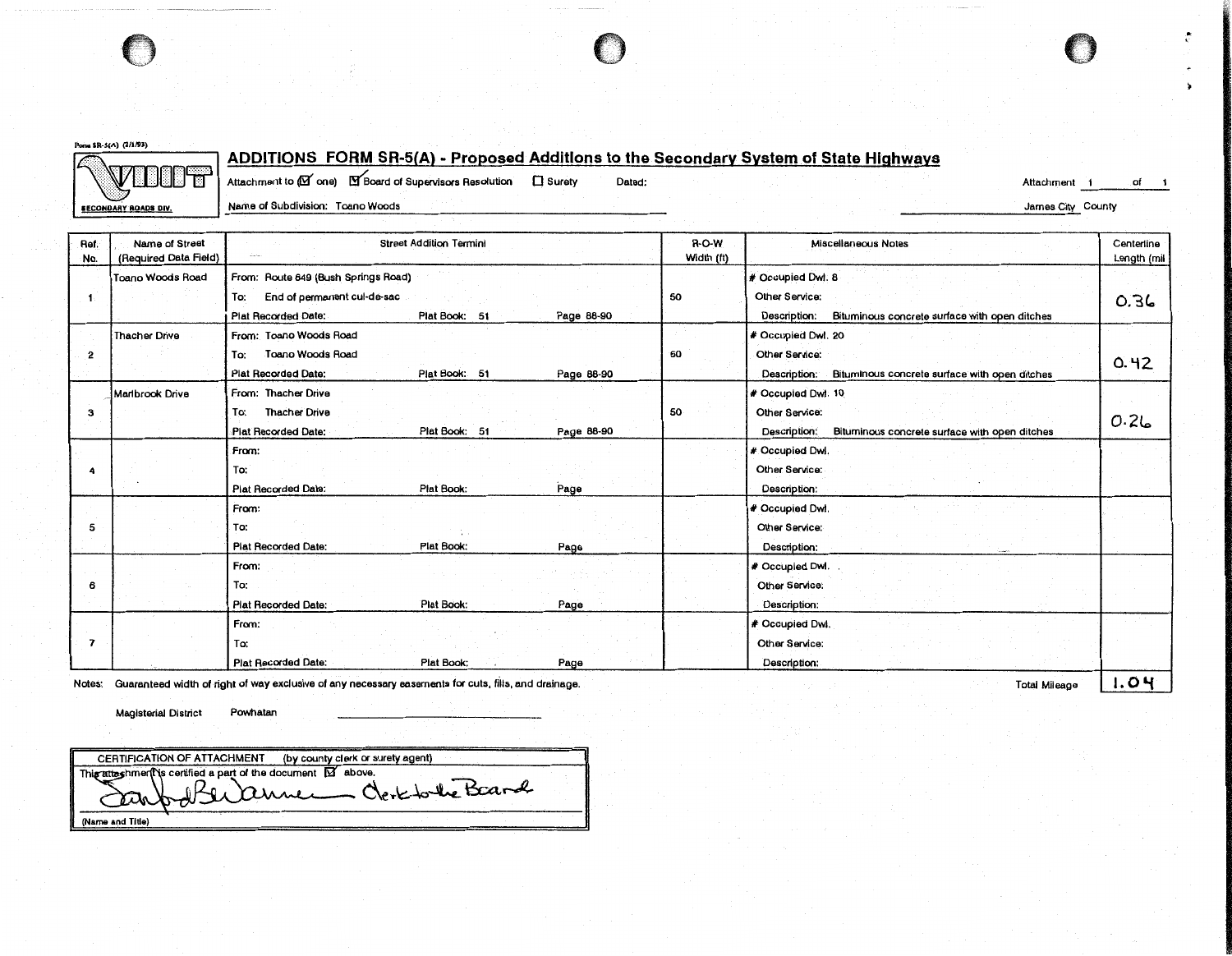Form SR-5(A) (3/1/93)

VDOT

SECONDARY ROADS DIV.

## ADDITIONS FORM SR-5(A) - Proposed Additions to the Secondary System of State Highways

Attachment to (☑ one) ☑ Board of Supervisors Resolution ☐ Surety Dated:

Attachment 1 of 1

Name of Subdivision: Toano Woods

James City County

| Ref. No. | Name of Street (Required Data Field) | Street Addition Termini | R-O-W Width (ft) | Miscellaneous Notes | Centerline Length (mi) |
|---|---|---|---|---|---|
| 1 | Toano Woods Road | From: Route 649 (Bush Springs Road)<br>To: End of permanent cul-de-sac<br>Plat Recorded Date: Plat Book: 51 Page 88-90 | 50 | # Occupied Dwl. 8<br>Other Service:<br>Description: Bituminous concrete surface with open ditches | 0.36 |
| 2 | Thacher Drive | From: Toano Woods Road<br>To: Toano Woods Road<br>Plat Recorded Date: Plat Book: 51 Page 88-90 | 50 | # Occupied Dwl. 20<br>Other Service:<br>Description: Bituminous concrete surface with open ditches | 0.42 |
| 3 | Marlbrook Drive | From: Thacher Drive<br>To: Thacher Drive<br>Plat Recorded Date: Plat Book: 51 Page 88-90 | 50 | # Occupied Dwl. 10<br>Other Service:<br>Description: Bituminous concrete surface with open ditches | 0.26 |
| 4 | | From:<br>To:<br>Plat Recorded Date: Plat Book: Page | | # Occupied Dwl.<br>Other Service:<br>Description: | |
| 5 | | From:<br>To:<br>Plat Recorded Date: Plat Book: Page | | # Occupied Dwl.<br>Other Service:<br>Description: | |
| 6 | | From:<br>To:<br>Plat Recorded Date: Plat Book: Page | | # Occupied Dwl.<br>Other Service:<br>Description: | |
| 7 | | From:<br>To:<br>Plat Recorded Date: Plat Book: Page | | # Occupied Dwl.<br>Other Service:<br>Description: | |

Notes: Guaranteed width of right of way exclusive of any necessary easements for cuts, fills, and drainage.

Total Mileage 1.04

Magisterial District Powhatan

**CERTIFICATION OF ATTACHMENT** (by county clerk or surety agent)

This attachment is certified a part of the document ☑ above.

Sanford B. Wanner Clerk to the Board

(Name and Title)